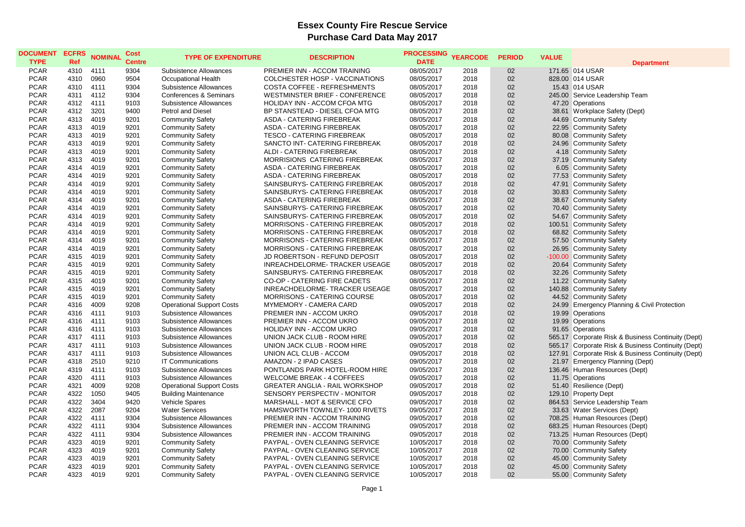# Essex County Fire Rescue Service

## Purchase Card Data May 2017

| DOCUMENT TYPE | ECFRS Ref | NOMINAL | Cost Centre | TYPE OF EXPENDITURE | DESCRIPTION | PROCESSING DATE | YEARCODE | PERIOD | VALUE | Department |
|---|---|---|---|---|---|---|---|---|---|---|
| PCAR | 4310 | 4111 | 9304 | Subsistence Allowances | PREMIER INN - ACCOM TRAINING | 08/05/2017 | 2018 | 02 | 171.65 | 014 USAR |
| PCAR | 4310 | 0960 | 9504 | Occupational Health | COLCHESTER HOSP - VACCINATIONS | 08/05/2017 | 2018 | 02 | 828.00 | 014 USAR |
| PCAR | 4310 | 4111 | 9304 | Subsistence Allowances | COSTA COFFEE - REFRESHMENTS | 08/05/2017 | 2018 | 02 | 15.43 | 014 USAR |
| PCAR | 4311 | 4112 | 9304 | Conferences & Seminars | WESTMINSTER BRIEF - CONFERENCE | 08/05/2017 | 2018 | 02 | 245.00 | Service Leadership Team |
| PCAR | 4312 | 4111 | 9103 | Subsistence Allowances | HOLIDAY INN - ACCOM CFOA MTG | 08/05/2017 | 2018 | 02 | 47.20 | Operations |
| PCAR | 4312 | 3201 | 9400 | Petrol and Diesel | BP STANSTEAD - DIESEL CFOA MTG | 08/05/2017 | 2018 | 02 | 38.61 | Workplace Safety (Dept) |
| PCAR | 4313 | 4019 | 9201 | Community Safety | ASDA - CATERING FIREBREAK | 08/05/2017 | 2018 | 02 | 44.69 | Community Safety |
| PCAR | 4313 | 4019 | 9201 | Community Safety | ASDA - CATERING FIREBREAK | 08/05/2017 | 2018 | 02 | 22.95 | Community Safety |
| PCAR | 4313 | 4019 | 9201 | Community Safety | TESCO - CATERING FIREBREAK | 08/05/2017 | 2018 | 02 | 80.08 | Community Safety |
| PCAR | 4313 | 4019 | 9201 | Community Safety | SANCTO INT- CATERING FIREBREAK | 08/05/2017 | 2018 | 02 | 24.96 | Community Safety |
| PCAR | 4313 | 4019 | 9201 | Community Safety | ALDI - CATERING FIREBREAK | 08/05/2017 | 2018 | 02 | 4.18 | Community Safety |
| PCAR | 4313 | 4019 | 9201 | Community Safety | MORRISIONS CATERING FIREBREAK | 08/05/2017 | 2018 | 02 | 37.19 | Community Safety |
| PCAR | 4314 | 4019 | 9201 | Community Safety | ASDA - CATERING FIREBREAK | 08/05/2017 | 2018 | 02 | 6.05 | Community Safety |
| PCAR | 4314 | 4019 | 9201 | Community Safety | ASDA - CATERING FIREBREAK | 08/05/2017 | 2018 | 02 | 77.53 | Community Safety |
| PCAR | 4314 | 4019 | 9201 | Community Safety | SAINSBURYS- CATERING FIREBREAK | 08/05/2017 | 2018 | 02 | 47.91 | Community Safety |
| PCAR | 4314 | 4019 | 9201 | Community Safety | SAINSBURYS- CATERING FIREBREAK | 08/05/2017 | 2018 | 02 | 30.83 | Community Safety |
| PCAR | 4314 | 4019 | 9201 | Community Safety | ASDA - CATERING FIREBREAK | 08/05/2017 | 2018 | 02 | 38.67 | Community Safety |
| PCAR | 4314 | 4019 | 9201 | Community Safety | SAINSBURYS- CATERING FIREBREAK | 08/05/2017 | 2018 | 02 | 70.40 | Community Safety |
| PCAR | 4314 | 4019 | 9201 | Community Safety | SAINSBURYS- CATERING FIREBREAK | 08/05/2017 | 2018 | 02 | 54.67 | Community Safety |
| PCAR | 4314 | 4019 | 9201 | Community Safety | MORRISONS - CATERING FIREBREAK | 08/05/2017 | 2018 | 02 | 100.51 | Community Safety |
| PCAR | 4314 | 4019 | 9201 | Community Safety | MORRISONS - CATERING FIREBREAK | 08/05/2017 | 2018 | 02 | 68.82 | Community Safety |
| PCAR | 4314 | 4019 | 9201 | Community Safety | MORRISONS - CATERING FIREBREAK | 08/05/2017 | 2018 | 02 | 57.50 | Community Safety |
| PCAR | 4314 | 4019 | 9201 | Community Safety | MORRISONS - CATERING FIREBREAK | 08/05/2017 | 2018 | 02 | 26.95 | Community Safety |
| PCAR | 4315 | 4019 | 9201 | Community Safety | JD ROBERTSON - REFUND DEPOSIT | 08/05/2017 | 2018 | 02 | -100.00 | Community Safety |
| PCAR | 4315 | 4019 | 9201 | Community Safety | INREACHDELORME- TRACKER USEAGE | 08/05/2017 | 2018 | 02 | 20.64 | Community Safety |
| PCAR | 4315 | 4019 | 9201 | Community Safety | SAINSBURYS- CATERING FIREBREAK | 08/05/2017 | 2018 | 02 | 32.26 | Community Safety |
| PCAR | 4315 | 4019 | 9201 | Community Safety | CO-OP - CATERING FIRE CADETS | 08/05/2017 | 2018 | 02 | 11.22 | Community Safety |
| PCAR | 4315 | 4019 | 9201 | Community Safety | INREACHDELORME- TRACKER USEAGE | 08/05/2017 | 2018 | 02 | 140.88 | Community Safety |
| PCAR | 4315 | 4019 | 9201 | Community Safety | MORRISONS - CATERING COURSE | 08/05/2017 | 2018 | 02 | 44.52 | Community Safety |
| PCAR | 4316 | 4009 | 9208 | Operational Support Costs | MYMEMORY - CAMERA CARD | 09/05/2017 | 2018 | 02 | 24.99 | Emergency Planning & Civil Protection |
| PCAR | 4316 | 4111 | 9103 | Subsistence Allowances | PREMIER INN - ACCOM UKRO | 09/05/2017 | 2018 | 02 | 19.99 | Operations |
| PCAR | 4316 | 4111 | 9103 | Subsistence Allowances | PREMIER INN - ACCOM UKRO | 09/05/2017 | 2018 | 02 | 19.99 | Operations |
| PCAR | 4316 | 4111 | 9103 | Subsistence Allowances | HOLIDAY INN - ACCOM UKRO | 09/05/2017 | 2018 | 02 | 91.65 | Operations |
| PCAR | 4317 | 4111 | 9103 | Subsistence Allowances | UNION JACK CLUB - ROOM HIRE | 09/05/2017 | 2018 | 02 | 565.17 | Corporate Risk & Business Continuity (Dept) |
| PCAR | 4317 | 4111 | 9103 | Subsistence Allowances | UNION JACK CLUB - ROOM HIRE | 09/05/2017 | 2018 | 02 | 565.17 | Corporate Risk & Business Continuity (Dept) |
| PCAR | 4317 | 4111 | 9103 | Subsistence Allowances | UNION ACL CLUB - ACCOM | 09/05/2017 | 2018 | 02 | 127.91 | Corporate Risk & Business Continuity (Dept) |
| PCAR | 4318 | 2510 | 9210 | IT Communications | AMAZON - 2 IPAD CASES | 09/05/2017 | 2018 | 02 | 21.97 | Emergency Planning (Dept) |
| PCAR | 4319 | 4111 | 9103 | Subsistence Allowances | PONTLANDS PARK HOTEL-ROOM HIRE | 09/05/2017 | 2018 | 02 | 136.46 | Human Resources (Dept) |
| PCAR | 4320 | 4111 | 9103 | Subsistence Allowances | WELCOME BREAK - 4 COFFEES | 09/05/2017 | 2018 | 02 | 11.75 | Operations |
| PCAR | 4321 | 4009 | 9208 | Operational Support Costs | GREATER ANGLIA - RAIL WORKSHOP | 09/05/2017 | 2018 | 02 | 51.40 | Resilience (Dept) |
| PCAR | 4322 | 1050 | 9405 | Building Maintenance | SENSORY PERSPECTIV - MONITOR | 09/05/2017 | 2018 | 02 | 129.10 | Property Dept |
| PCAR | 4322 | 3404 | 9420 | Vehicle Spares | MARSHALL - MOT & SERVICE CFO | 09/05/2017 | 2018 | 02 | 864.53 | Service Leadership Team |
| PCAR | 4322 | 2087 | 9204 | Water Services | HAMSWORTH TOWNLEY- 1000 RIVETS | 09/05/2017 | 2018 | 02 | 33.63 | Water Services (Dept) |
| PCAR | 4322 | 4111 | 9304 | Subsistence Allowances | PREMIER INN - ACCOM TRAINING | 09/05/2017 | 2018 | 02 | 708.25 | Human Resources (Dept) |
| PCAR | 4322 | 4111 | 9304 | Subsistence Allowances | PREMIER INN - ACCOM TRAINING | 09/05/2017 | 2018 | 02 | 683.25 | Human Resources (Dept) |
| PCAR | 4322 | 4111 | 9304 | Subsistence Allowances | PREMIER INN - ACCOM TRAINING | 09/05/2017 | 2018 | 02 | 713.25 | Human Resources (Dept) |
| PCAR | 4323 | 4019 | 9201 | Community Safety | PAYPAL - OVEN CLEANING SERVICE | 10/05/2017 | 2018 | 02 | 70.00 | Community Safety |
| PCAR | 4323 | 4019 | 9201 | Community Safety | PAYPAL - OVEN CLEANING SERVICE | 10/05/2017 | 2018 | 02 | 70.00 | Community Safety |
| PCAR | 4323 | 4019 | 9201 | Community Safety | PAYPAL - OVEN CLEANING SERVICE | 10/05/2017 | 2018 | 02 | 45.00 | Community Safety |
| PCAR | 4323 | 4019 | 9201 | Community Safety | PAYPAL - OVEN CLEANING SERVICE | 10/05/2017 | 2018 | 02 | 45.00 | Community Safety |
| PCAR | 4323 | 4019 | 9201 | Community Safety | PAYPAL - OVEN CLEANING SERVICE | 10/05/2017 | 2018 | 02 | 55.00 | Community Safety |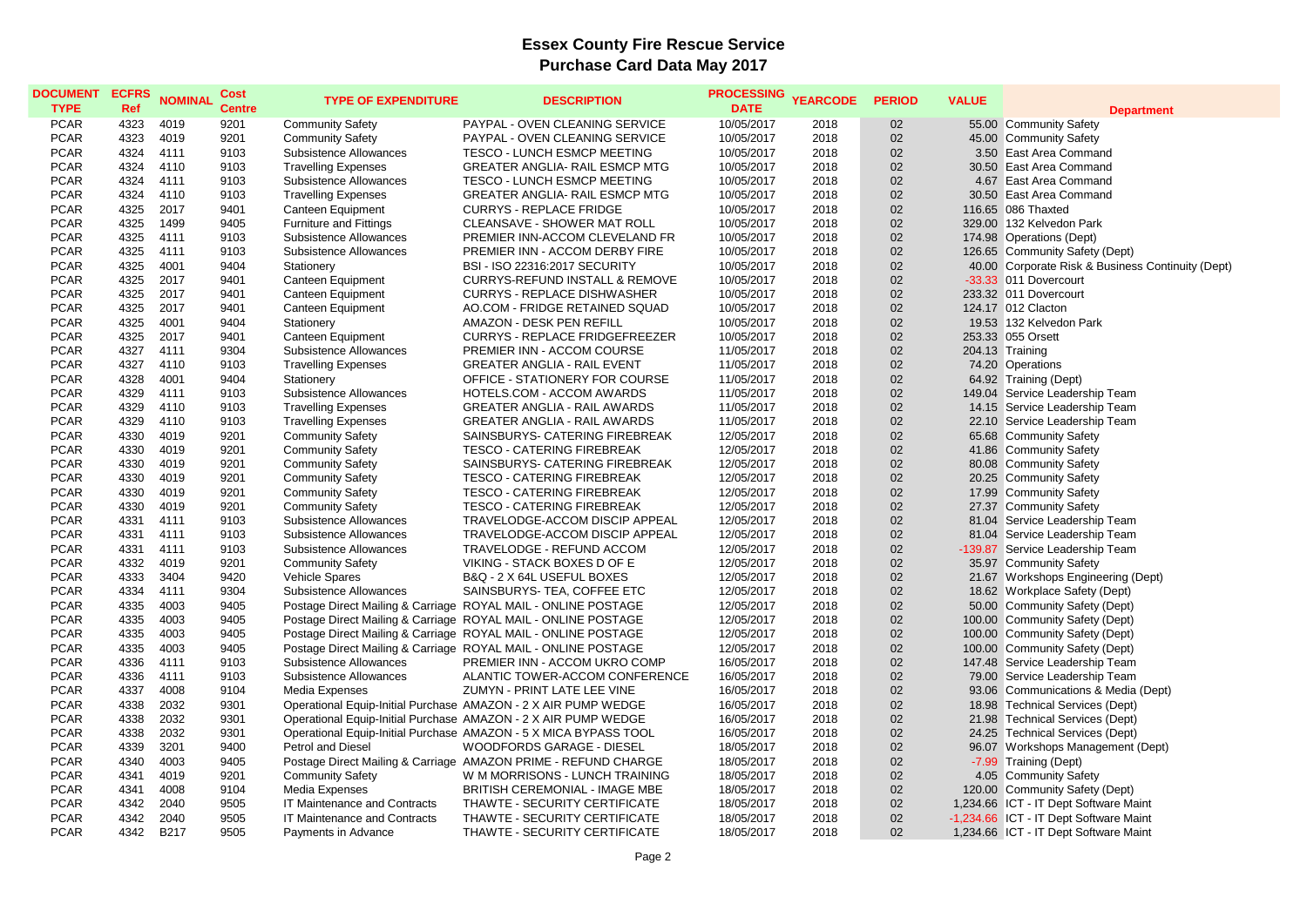# Essex County Fire Rescue Service

## Purchase Card Data May 2017

| DOCUMENT TYPE | ECFRS Ref | NOMINAL | Cost Centre | TYPE OF EXPENDITURE | DESCRIPTION | PROCESSING DATE | YEARCODE | PERIOD | VALUE | Department |
|---|---|---|---|---|---|---|---|---|---|---|
| PCAR | 4323 | 4019 | 9201 | Community Safety | PAYPAL - OVEN CLEANING SERVICE | 10/05/2017 | 2018 | 02 | 55.00 | Community Safety |
| PCAR | 4323 | 4019 | 9201 | Community Safety | PAYPAL - OVEN CLEANING SERVICE | 10/05/2017 | 2018 | 02 | 45.00 | Community Safety |
| PCAR | 4324 | 4111 | 9103 | Subsistence Allowances | TESCO - LUNCH ESMCP MEETING | 10/05/2017 | 2018 | 02 | 3.50 | East Area Command |
| PCAR | 4324 | 4110 | 9103 | Travelling Expenses | GREATER ANGLIA- RAIL ESMCP MTG | 10/05/2017 | 2018 | 02 | 30.50 | East Area Command |
| PCAR | 4324 | 4111 | 9103 | Subsistence Allowances | TESCO - LUNCH ESMCP MEETING | 10/05/2017 | 2018 | 02 | 4.67 | East Area Command |
| PCAR | 4324 | 4110 | 9103 | Travelling Expenses | GREATER ANGLIA- RAIL ESMCP MTG | 10/05/2017 | 2018 | 02 | 30.50 | East Area Command |
| PCAR | 4325 | 2017 | 9401 | Canteen Equipment | CURRYS - REPLACE FRIDGE | 10/05/2017 | 2018 | 02 | 116.65 | 086 Thaxted |
| PCAR | 4325 | 1499 | 9405 | Furniture and Fittings | CLEANSAVE - SHOWER MAT ROLL | 10/05/2017 | 2018 | 02 | 329.00 | 132 Kelvedon Park |
| PCAR | 4325 | 4111 | 9103 | Subsistence Allowances | PREMIER INN-ACCOM CLEVELAND FR | 10/05/2017 | 2018 | 02 | 174.98 | Operations (Dept) |
| PCAR | 4325 | 4111 | 9103 | Subsistence Allowances | PREMIER INN - ACCOM DERBY FIRE | 10/05/2017 | 2018 | 02 | 126.65 | Community Safety (Dept) |
| PCAR | 4325 | 4001 | 9404 | Stationery | BSI - ISO 22316:2017 SECURITY | 10/05/2017 | 2018 | 02 | 40.00 | Corporate Risk & Business Continuity (Dept) |
| PCAR | 4325 | 2017 | 9401 | Canteen Equipment | CURRYS-REFUND INSTALL & REMOVE | 10/05/2017 | 2018 | 02 | -33.33 | 011 Dovercourt |
| PCAR | 4325 | 2017 | 9401 | Canteen Equipment | CURRYS - REPLACE DISHWASHER | 10/05/2017 | 2018 | 02 | 233.32 | 011 Dovercourt |
| PCAR | 4325 | 2017 | 9401 | Canteen Equipment | AO.COM - FRIDGE RETAINED SQUAD | 10/05/2017 | 2018 | 02 | 124.17 | 012 Clacton |
| PCAR | 4325 | 4001 | 9404 | Stationery | AMAZON - DESK PEN REFILL | 10/05/2017 | 2018 | 02 | 19.53 | 132 Kelvedon Park |
| PCAR | 4325 | 2017 | 9401 | Canteen Equipment | CURRYS - REPLACE FRIDGEFREEZER | 10/05/2017 | 2018 | 02 | 253.33 | 055 Orsett |
| PCAR | 4327 | 4111 | 9304 | Subsistence Allowances | PREMIER INN - ACCOM COURSE | 11/05/2017 | 2018 | 02 | 204.13 | Training |
| PCAR | 4327 | 4110 | 9103 | Travelling Expenses | GREATER ANGLIA - RAIL EVENT | 11/05/2017 | 2018 | 02 | 74.20 | Operations |
| PCAR | 4328 | 4001 | 9404 | Stationery | OFFICE - STATIONERY FOR COURSE | 11/05/2017 | 2018 | 02 | 64.92 | Training (Dept) |
| PCAR | 4329 | 4111 | 9103 | Subsistence Allowances | HOTELS.COM - ACCOM AWARDS | 11/05/2017 | 2018 | 02 | 149.04 | Service Leadership Team |
| PCAR | 4329 | 4110 | 9103 | Travelling Expenses | GREATER ANGLIA - RAIL AWARDS | 11/05/2017 | 2018 | 02 | 14.15 | Service Leadership Team |
| PCAR | 4329 | 4110 | 9103 | Travelling Expenses | GREATER ANGLIA - RAIL AWARDS | 11/05/2017 | 2018 | 02 | 22.10 | Service Leadership Team |
| PCAR | 4330 | 4019 | 9201 | Community Safety | SAINSBURYS- CATERING FIREBREAK | 12/05/2017 | 2018 | 02 | 65.68 | Community Safety |
| PCAR | 4330 | 4019 | 9201 | Community Safety | TESCO - CATERING FIREBREAK | 12/05/2017 | 2018 | 02 | 41.86 | Community Safety |
| PCAR | 4330 | 4019 | 9201 | Community Safety | SAINSBURYS- CATERING FIREBREAK | 12/05/2017 | 2018 | 02 | 80.08 | Community Safety |
| PCAR | 4330 | 4019 | 9201 | Community Safety | TESCO - CATERING FIREBREAK | 12/05/2017 | 2018 | 02 | 20.25 | Community Safety |
| PCAR | 4330 | 4019 | 9201 | Community Safety | TESCO - CATERING FIREBREAK | 12/05/2017 | 2018 | 02 | 17.99 | Community Safety |
| PCAR | 4330 | 4019 | 9201 | Community Safety | TESCO - CATERING FIREBREAK | 12/05/2017 | 2018 | 02 | 27.37 | Community Safety |
| PCAR | 4331 | 4111 | 9103 | Subsistence Allowances | TRAVELODGE-ACCOM DISCIP APPEAL | 12/05/2017 | 2018 | 02 | 81.04 | Service Leadership Team |
| PCAR | 4331 | 4111 | 9103 | Subsistence Allowances | TRAVELODGE-ACCOM DISCIP APPEAL | 12/05/2017 | 2018 | 02 | 81.04 | Service Leadership Team |
| PCAR | 4331 | 4111 | 9103 | Subsistence Allowances | TRAVELODGE - REFUND ACCOM | 12/05/2017 | 2018 | 02 | -139.87 | Service Leadership Team |
| PCAR | 4332 | 4019 | 9201 | Community Safety | VIKING - STACK BOXES D OF E | 12/05/2017 | 2018 | 02 | 35.97 | Community Safety |
| PCAR | 4333 | 3404 | 9420 | Vehicle Spares | B&Q - 2 X 64L USEFUL BOXES | 12/05/2017 | 2018 | 02 | 21.67 | Workshops Engineering (Dept) |
| PCAR | 4334 | 4111 | 9304 | Subsistence Allowances | SAINSBURYS- TEA, COFFEE ETC | 12/05/2017 | 2018 | 02 | 18.62 | Workplace Safety (Dept) |
| PCAR | 4335 | 4003 | 9405 | Postage Direct Mailing & Carriage | ROYAL MAIL - ONLINE POSTAGE | 12/05/2017 | 2018 | 02 | 50.00 | Community Safety (Dept) |
| PCAR | 4335 | 4003 | 9405 | Postage Direct Mailing & Carriage | ROYAL MAIL - ONLINE POSTAGE | 12/05/2017 | 2018 | 02 | 100.00 | Community Safety (Dept) |
| PCAR | 4335 | 4003 | 9405 | Postage Direct Mailing & Carriage | ROYAL MAIL - ONLINE POSTAGE | 12/05/2017 | 2018 | 02 | 100.00 | Community Safety (Dept) |
| PCAR | 4335 | 4003 | 9405 | Postage Direct Mailing & Carriage | ROYAL MAIL - ONLINE POSTAGE | 12/05/2017 | 2018 | 02 | 100.00 | Community Safety (Dept) |
| PCAR | 4336 | 4111 | 9103 | Subsistence Allowances | PREMIER INN - ACCOM UKRO COMP | 16/05/2017 | 2018 | 02 | 147.48 | Service Leadership Team |
| PCAR | 4336 | 4111 | 9103 | Subsistence Allowances | ALANTIC TOWER-ACCOM CONFERENCE | 16/05/2017 | 2018 | 02 | 79.00 | Service Leadership Team |
| PCAR | 4337 | 4008 | 9104 | Media Expenses | ZUMYN - PRINT LATE LEE VINE | 16/05/2017 | 2018 | 02 | 93.06 | Communications & Media (Dept) |
| PCAR | 4338 | 2032 | 9301 | Operational Equip-Initial Purchase | AMAZON - 2 X AIR PUMP WEDGE | 16/05/2017 | 2018 | 02 | 18.98 | Technical Services (Dept) |
| PCAR | 4338 | 2032 | 9301 | Operational Equip-Initial Purchase | AMAZON - 2 X AIR PUMP WEDGE | 16/05/2017 | 2018 | 02 | 21.98 | Technical Services (Dept) |
| PCAR | 4338 | 2032 | 9301 | Operational Equip-Initial Purchase | AMAZON - 5 X MICA BYPASS TOOL | 16/05/2017 | 2018 | 02 | 24.25 | Technical Services (Dept) |
| PCAR | 4339 | 3201 | 9400 | Petrol and Diesel | WOODFORDS GARAGE - DIESEL | 18/05/2017 | 2018 | 02 | 96.07 | Workshops Management (Dept) |
| PCAR | 4340 | 4003 | 9405 | Postage Direct Mailing & Carriage | AMAZON PRIME - REFUND CHARGE | 18/05/2017 | 2018 | 02 | -7.99 | Training (Dept) |
| PCAR | 4341 | 4019 | 9201 | Community Safety | W M MORRISONS - LUNCH TRAINING | 18/05/2017 | 2018 | 02 | 4.05 | Community Safety |
| PCAR | 4341 | 4008 | 9104 | Media Expenses | BRITISH CEREMONIAL - IMAGE MBE | 18/05/2017 | 2018 | 02 | 120.00 | Community Safety (Dept) |
| PCAR | 4342 | 2040 | 9505 | IT Maintenance and Contracts | THAWTE - SECURITY CERTIFICATE | 18/05/2017 | 2018 | 02 | 1,234.66 | ICT - IT Dept Software Maint |
| PCAR | 4342 | 2040 | 9505 | IT Maintenance and Contracts | THAWTE - SECURITY CERTIFICATE | 18/05/2017 | 2018 | 02 | -1,234.66 | ICT - IT Dept Software Maint |
| PCAR | 4342 | B217 | 9505 | Payments in Advance | THAWTE - SECURITY CERTIFICATE | 18/05/2017 | 2018 | 02 | 1,234.66 | ICT - IT Dept Software Maint |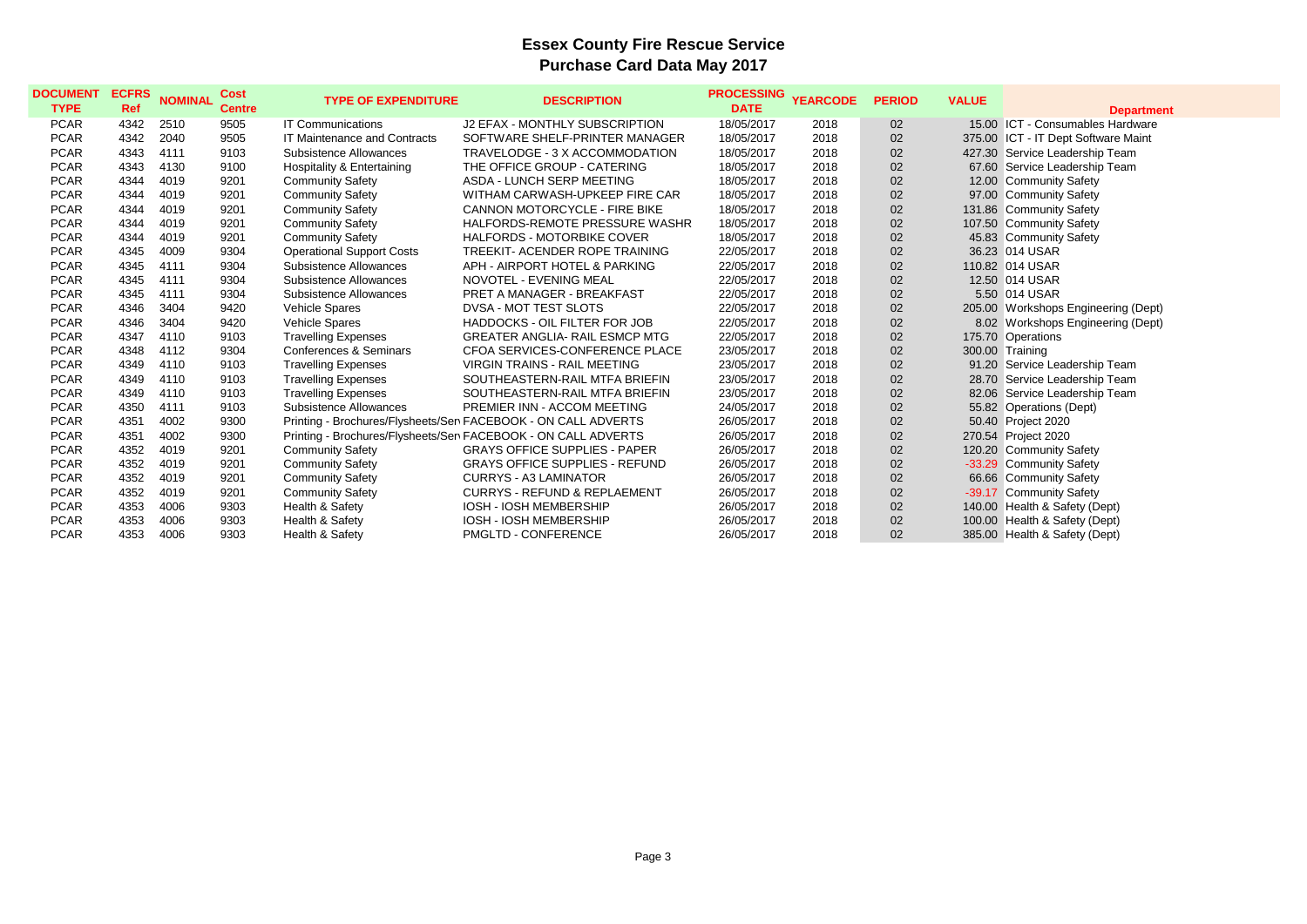# Essex County Fire Rescue Service

## Purchase Card Data May 2017

| DOCUMENT TYPE | ECFRS Ref | NOMINAL | Cost Centre | TYPE OF EXPENDITURE | DESCRIPTION | PROCESSING DATE | YEARCODE | PERIOD | VALUE | Department |
|---|---|---|---|---|---|---|---|---|---|---|
| PCAR | 4342 | 2510 | 9505 | IT Communications | J2 EFAX - MONTHLY SUBSCRIPTION | 18/05/2017 | 2018 | 02 | 15.00 | ICT - Consumables Hardware |
| PCAR | 4342 | 2040 | 9505 | IT Maintenance and Contracts | SOFTWARE SHELF-PRINTER MANAGER | 18/05/2017 | 2018 | 02 | 375.00 | ICT - IT Dept Software Maint |
| PCAR | 4343 | 4111 | 9103 | Subsistence Allowances | TRAVELODGE - 3 X ACCOMMODATION | 18/05/2017 | 2018 | 02 | 427.30 | Service Leadership Team |
| PCAR | 4343 | 4130 | 9100 | Hospitality & Entertaining | THE OFFICE GROUP - CATERING | 18/05/2017 | 2018 | 02 | 67.60 | Service Leadership Team |
| PCAR | 4344 | 4019 | 9201 | Community Safety | ASDA - LUNCH SERP MEETING | 18/05/2017 | 2018 | 02 | 12.00 | Community Safety |
| PCAR | 4344 | 4019 | 9201 | Community Safety | WITHAM CARWASH-UPKEEP FIRE CAR | 18/05/2017 | 2018 | 02 | 97.00 | Community Safety |
| PCAR | 4344 | 4019 | 9201 | Community Safety | CANNON MOTORCYCLE - FIRE BIKE | 18/05/2017 | 2018 | 02 | 131.86 | Community Safety |
| PCAR | 4344 | 4019 | 9201 | Community Safety | HALFORDS-REMOTE PRESSURE WASHR | 18/05/2017 | 2018 | 02 | 107.50 | Community Safety |
| PCAR | 4344 | 4019 | 9201 | Community Safety | HALFORDS - MOTORBIKE COVER | 18/05/2017 | 2018 | 02 | 45.83 | Community Safety |
| PCAR | 4345 | 4009 | 9304 | Operational Support Costs | TREEKIT- ACENDER ROPE TRAINING | 22/05/2017 | 2018 | 02 | 36.23 | 014 USAR |
| PCAR | 4345 | 4111 | 9304 | Subsistence Allowances | APH - AIRPORT HOTEL & PARKING | 22/05/2017 | 2018 | 02 | 110.82 | 014 USAR |
| PCAR | 4345 | 4111 | 9304 | Subsistence Allowances | NOVOTEL - EVENING MEAL | 22/05/2017 | 2018 | 02 | 12.50 | 014 USAR |
| PCAR | 4345 | 4111 | 9304 | Subsistence Allowances | PRET A MANAGER - BREAKFAST | 22/05/2017 | 2018 | 02 | 5.50 | 014 USAR |
| PCAR | 4346 | 3404 | 9420 | Vehicle Spares | DVSA - MOT TEST SLOTS | 22/05/2017 | 2018 | 02 | 205.00 | Workshops Engineering (Dept) |
| PCAR | 4346 | 3404 | 9420 | Vehicle Spares | HADDOCKS - OIL FILTER FOR JOB | 22/05/2017 | 2018 | 02 | 8.02 | Workshops Engineering (Dept) |
| PCAR | 4347 | 4110 | 9103 | Travelling Expenses | GREATER ANGLIA- RAIL ESMCP MTG | 22/05/2017 | 2018 | 02 | 175.70 | Operations |
| PCAR | 4348 | 4112 | 9304 | Conferences & Seminars | CFOA SERVICES-CONFERENCE PLACE | 23/05/2017 | 2018 | 02 | 300.00 | Training |
| PCAR | 4349 | 4110 | 9103 | Travelling Expenses | VIRGIN TRAINS - RAIL MEETING | 23/05/2017 | 2018 | 02 | 91.20 | Service Leadership Team |
| PCAR | 4349 | 4110 | 9103 | Travelling Expenses | SOUTHEASTERN-RAIL MTFA BRIEFIN | 23/05/2017 | 2018 | 02 | 28.70 | Service Leadership Team |
| PCAR | 4349 | 4110 | 9103 | Travelling Expenses | SOUTHEASTERN-RAIL MTFA BRIEFIN | 23/05/2017 | 2018 | 02 | 82.06 | Service Leadership Team |
| PCAR | 4350 | 4111 | 9103 | Subsistence Allowances | PREMIER INN - ACCOM MEETING | 24/05/2017 | 2018 | 02 | 55.82 | Operations (Dept) |
| PCAR | 4351 | 4002 | 9300 | Printing - Brochures/Flysheets/Ser | FACEBOOK - ON CALL ADVERTS | 26/05/2017 | 2018 | 02 | 50.40 | Project 2020 |
| PCAR | 4351 | 4002 | 9300 | Printing - Brochures/Flysheets/Ser | FACEBOOK - ON CALL ADVERTS | 26/05/2017 | 2018 | 02 | 270.54 | Project 2020 |
| PCAR | 4352 | 4019 | 9201 | Community Safety | GRAYS OFFICE SUPPLIES - PAPER | 26/05/2017 | 2018 | 02 | 120.20 | Community Safety |
| PCAR | 4352 | 4019 | 9201 | Community Safety | GRAYS OFFICE SUPPLIES - REFUND | 26/05/2017 | 2018 | 02 | -33.29 | Community Safety |
| PCAR | 4352 | 4019 | 9201 | Community Safety | CURRYS - A3 LAMINATOR | 26/05/2017 | 2018 | 02 | 66.66 | Community Safety |
| PCAR | 4352 | 4019 | 9201 | Community Safety | CURRYS - REFUND & REPLAEMENT | 26/05/2017 | 2018 | 02 | -39.17 | Community Safety |
| PCAR | 4353 | 4006 | 9303 | Health & Safety | IOSH - IOSH MEMBERSHIP | 26/05/2017 | 2018 | 02 | 140.00 | Health & Safety (Dept) |
| PCAR | 4353 | 4006 | 9303 | Health & Safety | IOSH - IOSH MEMBERSHIP | 26/05/2017 | 2018 | 02 | 100.00 | Health & Safety (Dept) |
| PCAR | 4353 | 4006 | 9303 | Health & Safety | PMGLTD - CONFERENCE | 26/05/2017 | 2018 | 02 | 385.00 | Health & Safety (Dept) |